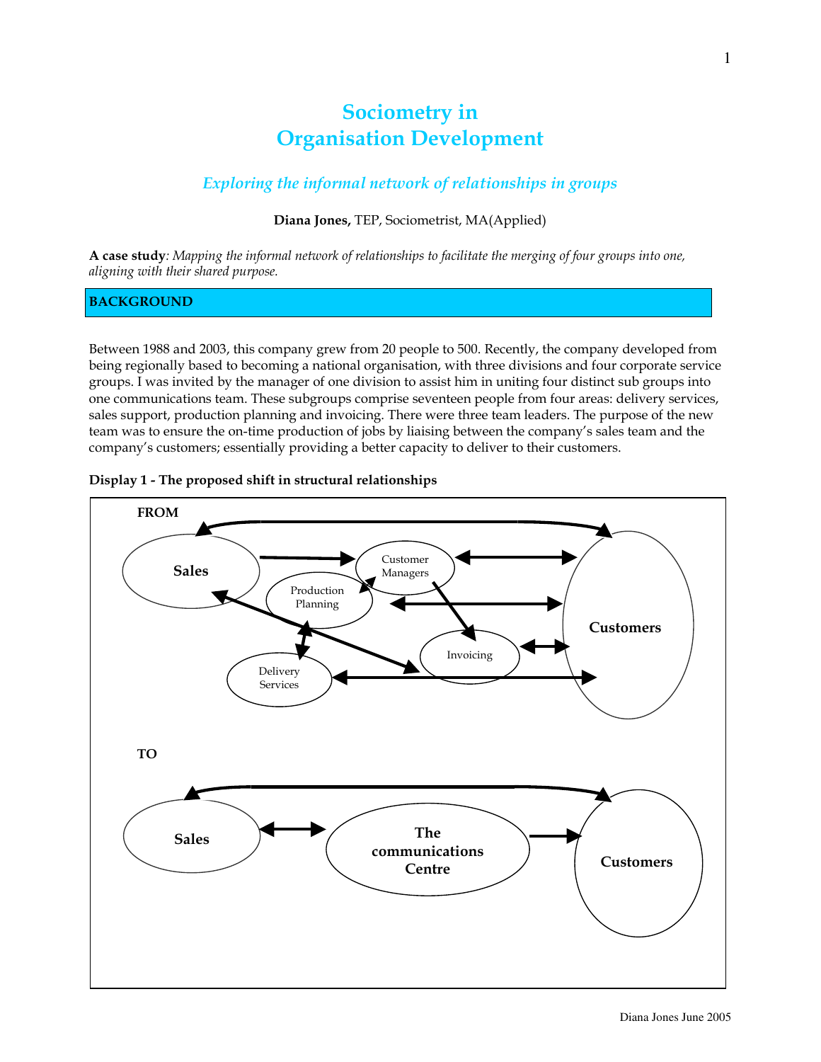# Sociometry in Organisation Development

### *Exploring the informal network of relationships in groups*

**Diana Jones,** TEP, Sociometrist, MA(Applied)

**A case study**: *Mapping the informal network of relationships to facilitate the merging of four groups into one, aligning with their shared purpose.*

## BACKGROUND

Between 1988 and 2003, this company grew from 20 people to 500. Recently, the company developed from being regionally based to becoming a national organisation, with three divisions and four corporate service groups. I was invited by the manager of one division to assist him in uniting four distinct sub groups into one communications team. These subgroups comprise seventeen people from four areas: delivery services, sales support, production planning and invoicing. There were three team leaders. The purpose of the new team was to ensure the on-time production of jobs by liaising between the company's sales team and the company's customers; essentially providing a better capacity to deliver to their customers.

**Display 1 - The proposed shift in structural relationships**

FROM

Sales, Customer Managers, Production Planning, Invoicing, Delivery Services, Customers

TO

Sales, The communications Centre, Customers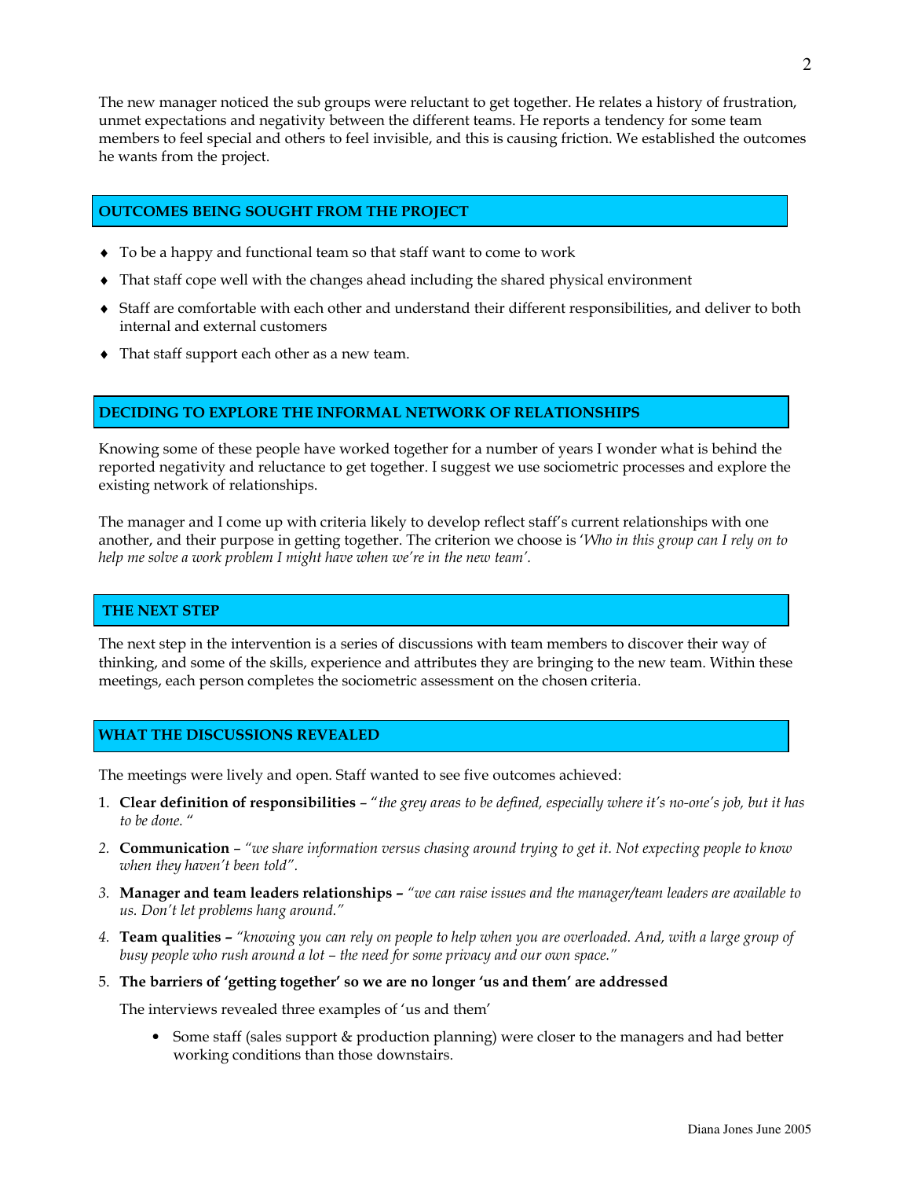The new manager noticed the sub groups were reluctant to get together. He relates a history of frustration, unmet expectations and negativity between the different teams. He reports a tendency for some team members to feel special and others to feel invisible, and this is causing friction. We established the outcomes he wants from the project.

## OUTCOMES BEING SOUGHT FROM THE PROJECT

- To be a happy and functional team so that staff want to come to work
- That staff cope well with the changes ahead including the shared physical environment
- Staff are comfortable with each other and understand their different responsibilities, and deliver to both internal and external customers
- That staff support each other as a new team.

## DECIDING TO EXPLORE THE INFORMAL NETWORK OF RELATIONSHIPS

Knowing some of these people have worked together for a number of years I wonder what is behind the reported negativity and reluctance to get together. I suggest we use sociometric processes and explore the existing network of relationships.

The manager and I come up with criteria likely to develop reflect staff's current relationships with one another, and their purpose in getting together. The criterion we choose is '*Who in this group can I rely on to help me solve a work problem I might have when we're in the new team'.*

## THE NEXT STEP

The next step in the intervention is a series of discussions with team members to discover their way of thinking, and some of the skills, experience and attributes they are bringing to the new team. Within these meetings, each person completes the sociometric assessment on the chosen criteria.

## WHAT THE DISCUSSIONS REVEALED

The meetings were lively and open. Staff wanted to see five outcomes achieved:

1. **Clear definition of responsibilities** – "*the grey areas to be defined, especially where it's no-one's job, but it has to be done.* "
2. **Communication** – *"we share information versus chasing around trying to get it. Not expecting people to know when they haven't been told".*
3. **Manager and team leaders relationships –** *"we can raise issues and the manager/team leaders are available to us. Don't let problems hang around."*
4. **Team qualities –** *"knowing you can rely on people to help when you are overloaded. And, with a large group of busy people who rush around a lot – the need for some privacy and our own space."*
5. **The barriers of 'getting together' so we are no longer 'us and them' are addressed**

   The interviews revealed three examples of 'us and them'

   - Some staff (sales support & production planning) were closer to the managers and had better working conditions than those downstairs.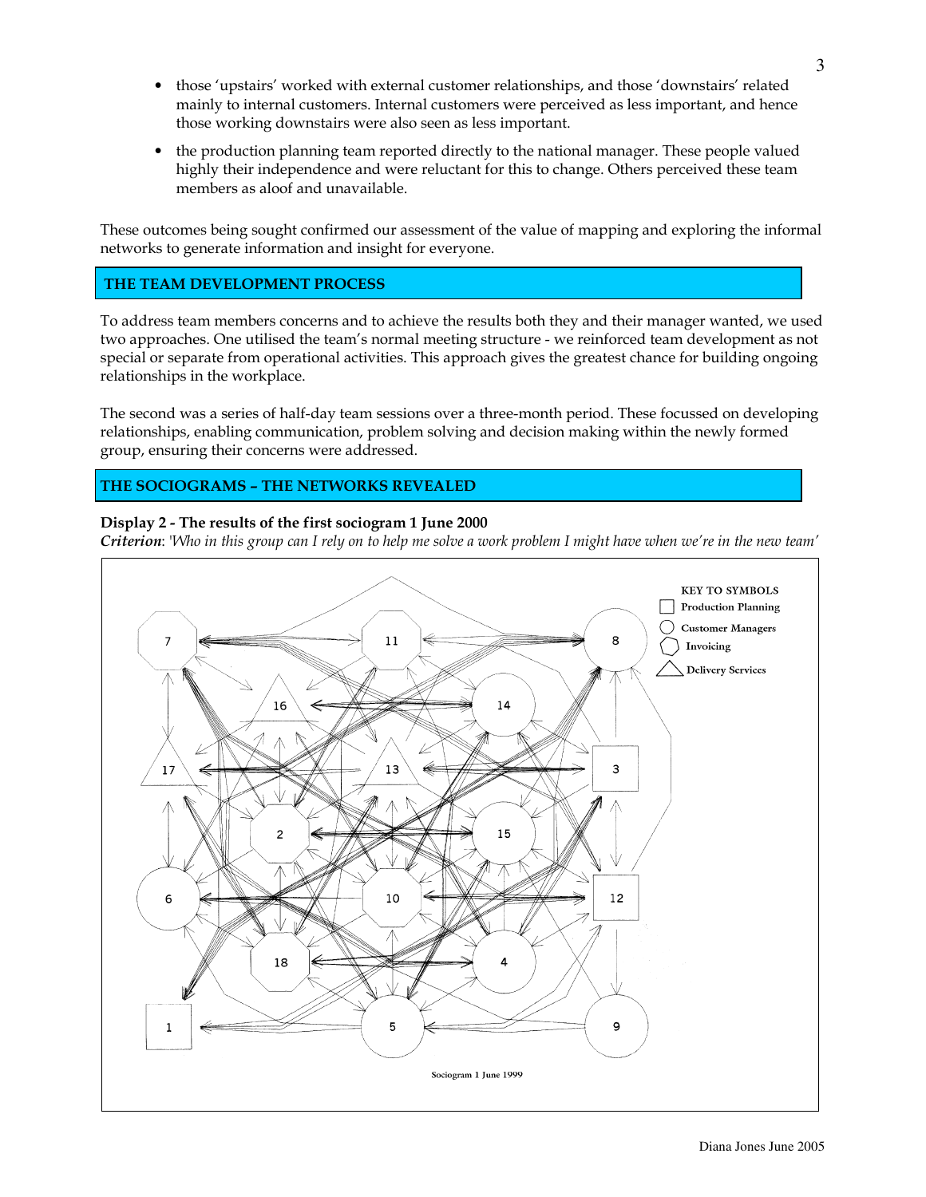- those 'upstairs' worked with external customer relationships, and those 'downstairs' related mainly to internal customers. Internal customers were perceived as less important, and hence those working downstairs were also seen as less important.
- the production planning team reported directly to the national manager. These people valued highly their independence and were reluctant for this to change. Others perceived these team members as aloof and unavailable.

These outcomes being sought confirmed our assessment of the value of mapping and exploring the informal networks to generate information and insight for everyone.

## THE TEAM DEVELOPMENT PROCESS

To address team members concerns and to achieve the results both they and their manager wanted, we used two approaches. One utilised the team's normal meeting structure - we reinforced team development as not special or separate from operational activities. This approach gives the greatest chance for building ongoing relationships in the workplace.

The second was a series of half-day team sessions over a three-month period. These focussed on developing relationships, enabling communication, problem solving and decision making within the newly formed group, ensuring their concerns were addressed.

## THE SOCIOGRAMS – THE NETWORKS REVEALED

**Display 2 - The results of the first sociogram 1 June 2000**

***Criterion**: 'Who in this group can I rely on to help me solve a work problem I might have when we're in the new team'*

KEY TO SYMBOLS
- Production Planning (square)
- Customer Managers (circle)
- Invoicing (octagon)
- Delivery Services (triangle)

Sociogram 1 June 1999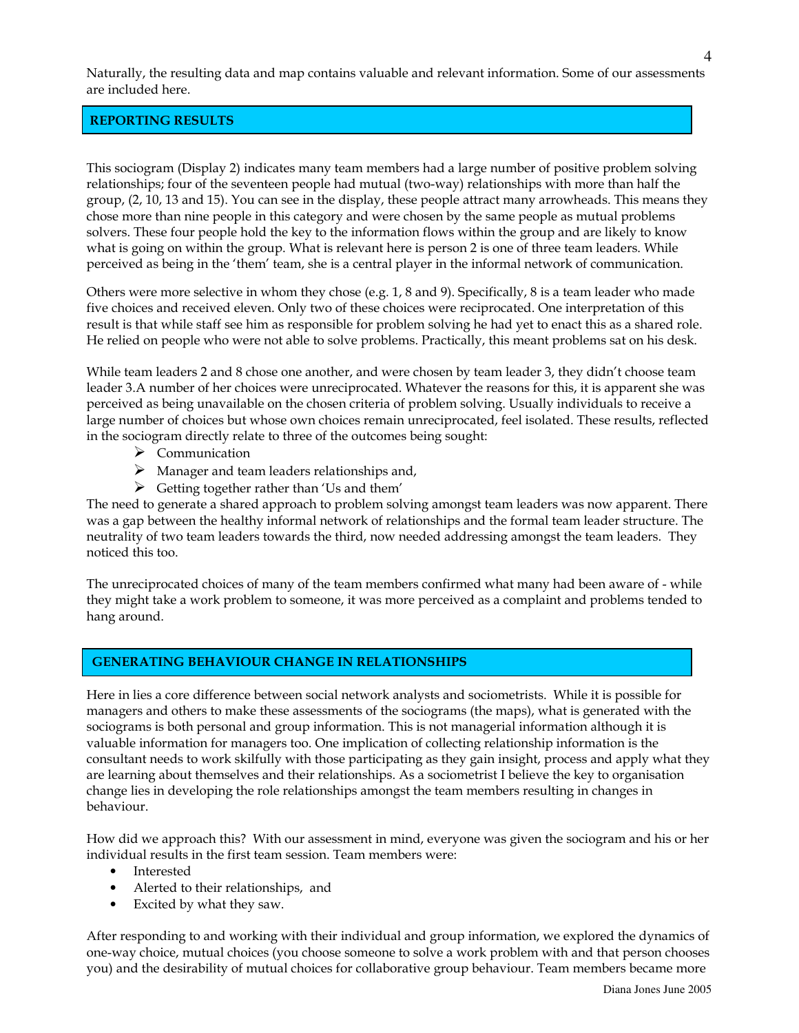Naturally, the resulting data and map contains valuable and relevant information. Some of our assessments are included here.

## REPORTING RESULTS

This sociogram (Display 2) indicates many team members had a large number of positive problem solving relationships; four of the seventeen people had mutual (two-way) relationships with more than half the group, (2, 10, 13 and 15). You can see in the display, these people attract many arrowheads. This means they chose more than nine people in this category and were chosen by the same people as mutual problems solvers. These four people hold the key to the information flows within the group and are likely to know what is going on within the group. What is relevant here is person 2 is one of three team leaders. While perceived as being in the 'them' team, she is a central player in the informal network of communication.

Others were more selective in whom they chose (e.g. 1, 8 and 9). Specifically, 8 is a team leader who made five choices and received eleven. Only two of these choices were reciprocated. One interpretation of this result is that while staff see him as responsible for problem solving he had yet to enact this as a shared role. He relied on people who were not able to solve problems. Practically, this meant problems sat on his desk.

While team leaders 2 and 8 chose one another, and were chosen by team leader 3, they didn't choose team leader 3.A number of her choices were unreciprocated. Whatever the reasons for this, it is apparent she was perceived as being unavailable on the chosen criteria of problem solving. Usually individuals to receive a large number of choices but whose own choices remain unreciprocated, feel isolated. These results, reflected in the sociogram directly relate to three of the outcomes being sought:

- Communication
- Manager and team leaders relationships and,
- Getting together rather than 'Us and them'

The need to generate a shared approach to problem solving amongst team leaders was now apparent. There was a gap between the healthy informal network of relationships and the formal team leader structure. The neutrality of two team leaders towards the third, now needed addressing amongst the team leaders. They noticed this too.

The unreciprocated choices of many of the team members confirmed what many had been aware of - while they might take a work problem to someone, it was more perceived as a complaint and problems tended to hang around.

## GENERATING BEHAVIOUR CHANGE IN RELATIONSHIPS

Here in lies a core difference between social network analysts and sociometrists. While it is possible for managers and others to make these assessments of the sociograms (the maps), what is generated with the sociograms is both personal and group information. This is not managerial information although it is valuable information for managers too. One implication of collecting relationship information is the consultant needs to work skilfully with those participating as they gain insight, process and apply what they are learning about themselves and their relationships. As a sociometrist I believe the key to organisation change lies in developing the role relationships amongst the team members resulting in changes in behaviour.

How did we approach this? With our assessment in mind, everyone was given the sociogram and his or her individual results in the first team session. Team members were:

- Interested
- Alerted to their relationships, and
- Excited by what they saw.

After responding to and working with their individual and group information, we explored the dynamics of one-way choice, mutual choices (you choose someone to solve a work problem with and that person chooses you) and the desirability of mutual choices for collaborative group behaviour. Team members became more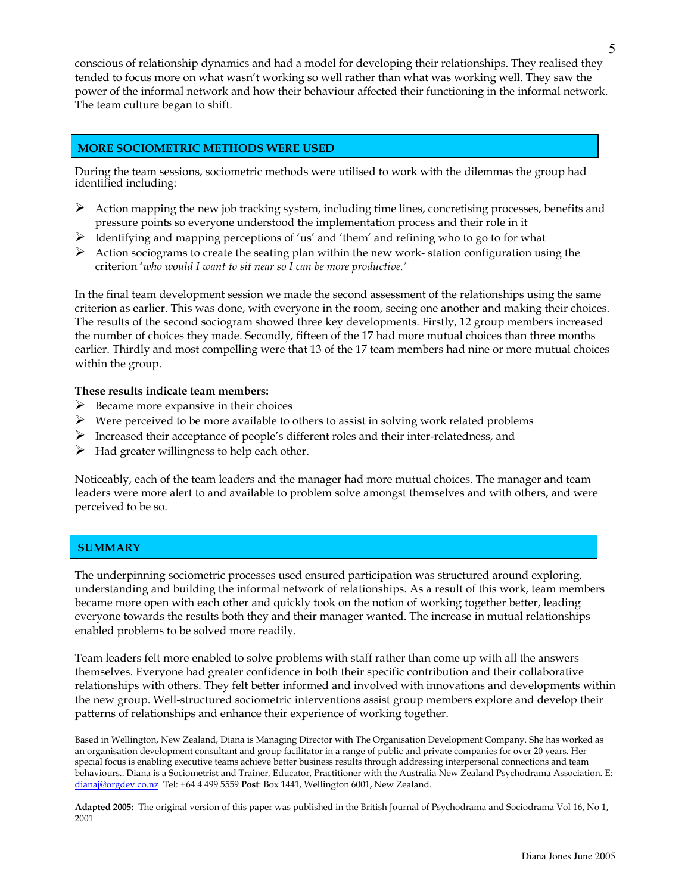conscious of relationship dynamics and had a model for developing their relationships. They realised they tended to focus more on what wasn't working so well rather than what was working well. They saw the power of the informal network and how their behaviour affected their functioning in the informal network. The team culture began to shift.

## MORE SOCIOMETRIC METHODS WERE USED

During the team sessions, sociometric methods were utilised to work with the dilemmas the group had identified including:

- Action mapping the new job tracking system, including time lines, concretising processes, benefits and pressure points so everyone understood the implementation process and their role in it
- Identifying and mapping perceptions of 'us' and 'them' and refining who to go to for what
- Action sociograms to create the seating plan within the new work- station configuration using the criterion '*who would I want to sit near so I can be more productive.*'

In the final team development session we made the second assessment of the relationships using the same criterion as earlier. This was done, with everyone in the room, seeing one another and making their choices. The results of the second sociogram showed three key developments. Firstly, 12 group members increased the number of choices they made. Secondly, fifteen of the 17 had more mutual choices than three months earlier. Thirdly and most compelling were that 13 of the 17 team members had nine or more mutual choices within the group.

**These results indicate team members:**

- Became more expansive in their choices
- Were perceived to be more available to others to assist in solving work related problems
- Increased their acceptance of people's different roles and their inter-relatedness, and
- Had greater willingness to help each other.

Noticeably, each of the team leaders and the manager had more mutual choices. The manager and team leaders were more alert to and available to problem solve amongst themselves and with others, and were perceived to be so.

## SUMMARY

The underpinning sociometric processes used ensured participation was structured around exploring, understanding and building the informal network of relationships. As a result of this work, team members became more open with each other and quickly took on the notion of working together better, leading everyone towards the results both they and their manager wanted. The increase in mutual relationships enabled problems to be solved more readily.

Team leaders felt more enabled to solve problems with staff rather than come up with all the answers themselves. Everyone had greater confidence in both their specific contribution and their collaborative relationships with others. They felt better informed and involved with innovations and developments within the new group. Well-structured sociometric interventions assist group members explore and develop their patterns of relationships and enhance their experience of working together.

Based in Wellington, New Zealand, Diana is Managing Director with The Organisation Development Company. She has worked as an organisation development consultant and group facilitator in a range of public and private companies for over 20 years. Her special focus is enabling executive teams achieve better business results through addressing interpersonal connections and team behaviours.. Diana is a Sociometrist and Trainer, Educator, Practitioner with the Australia New Zealand Psychodrama Association. E: dianaj@orgdev.co.nz Tel: +64 4 499 5559 **Post**: Box 1441, Wellington 6001, New Zealand.

**Adapted 2005:** The original version of this paper was published in the British Journal of Psychodrama and Sociodrama Vol 16, No 1, 2001

Diana Jones June 2005